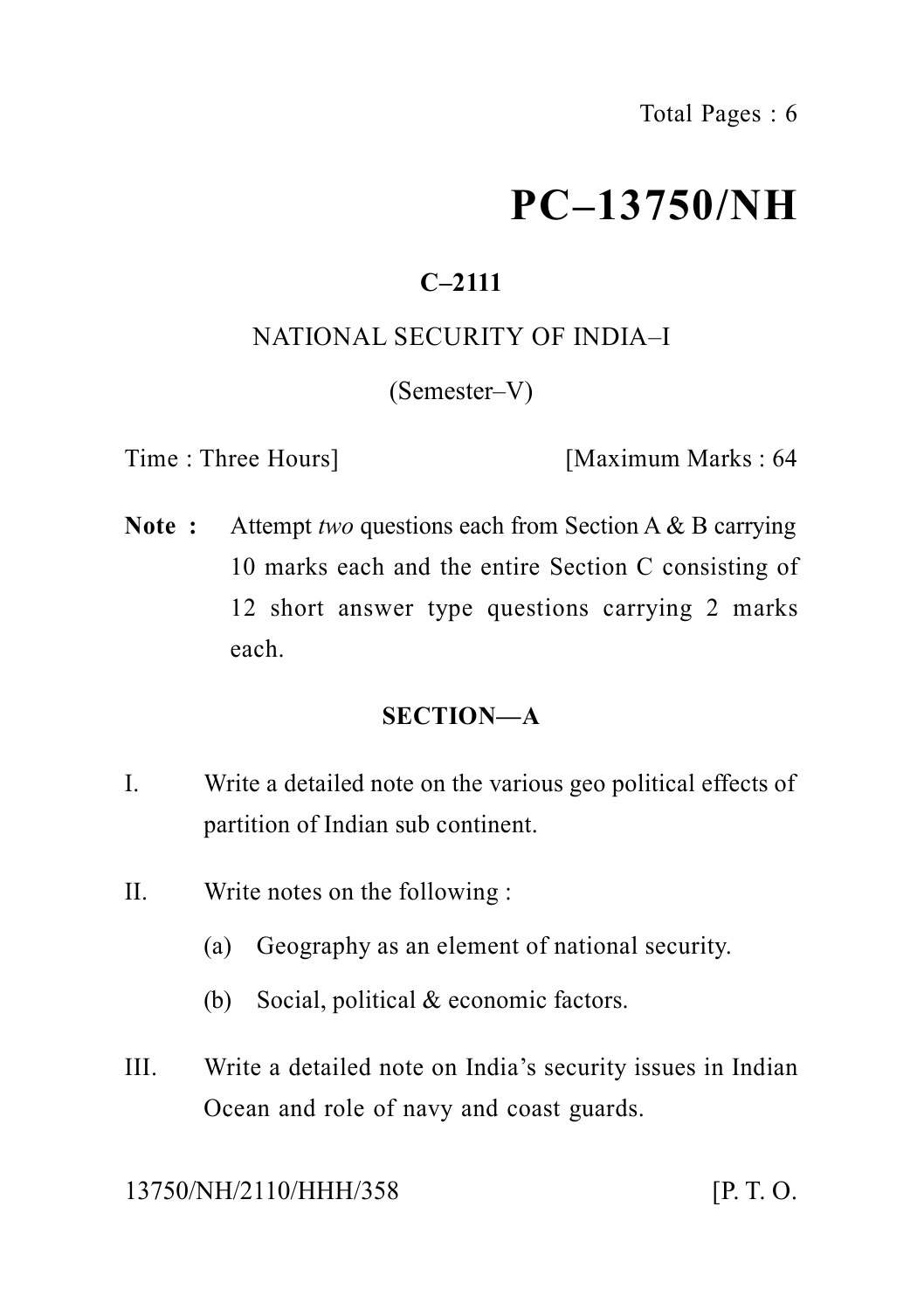# PC–13750/NH

**C–2111**

NATIONAL SECURITY OF INDIA–I

(Semester–V)

Time : Three Hours] [Maximum Marks : 64

**Note :** Attempt *two* questions each from Section A & B carrying 10 marks each and the entire Section C consisting of 12 short answer type questions carrying 2 marks each.

## SECTION—A

I. Write a detailed note on the various geo political effects of partition of Indian sub continent.

II. Write notes on the following :

(a) Geography as an element of national security.

(b) Social, political & economic factors.

III. Write a detailed note on India's security issues in Indian Ocean and role of navy and coast guards.

13750/NH/2110/HHH/358 [P. T. O.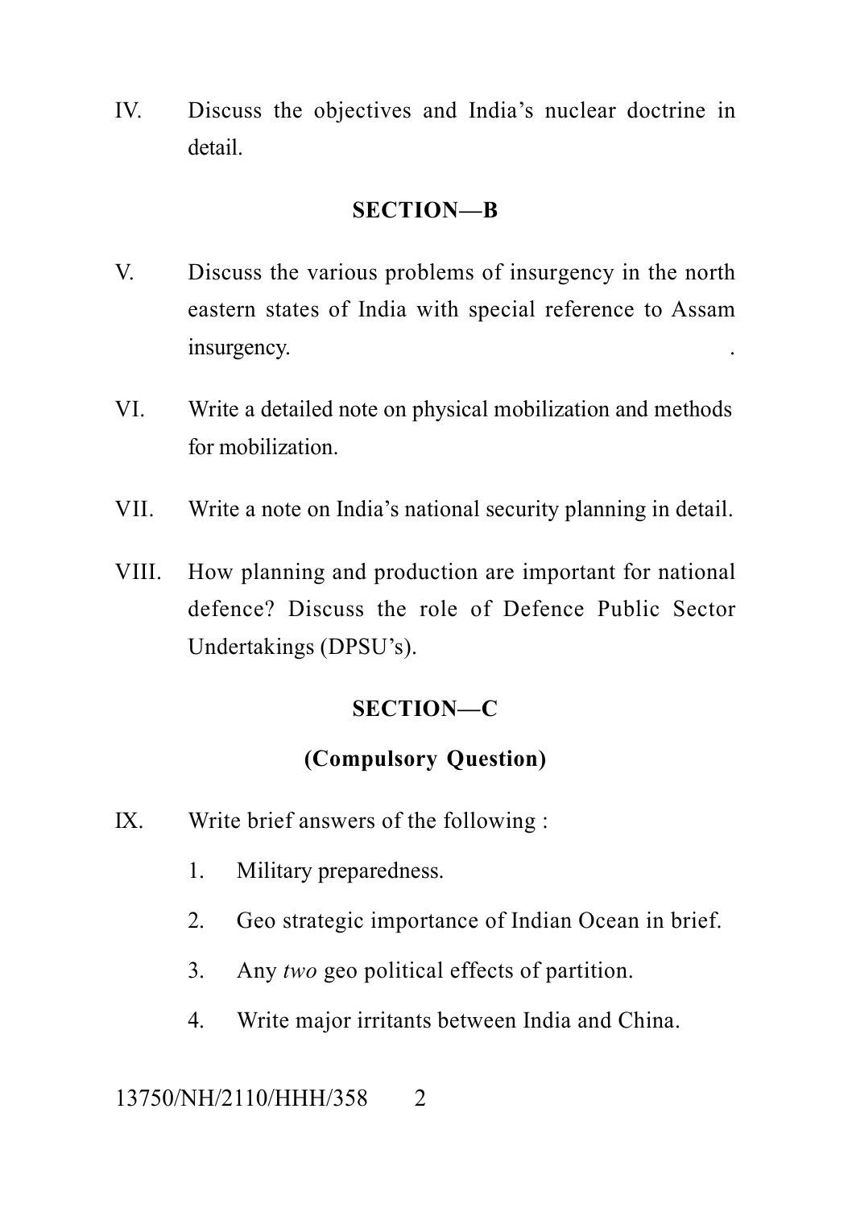IV. Discuss the objectives and India's nuclear doctrine in detail.

## SECTION—B

V. Discuss the various problems of insurgency in the north eastern states of India with special reference to Assam insurgency.

VI. Write a detailed note on physical mobilization and methods for mobilization.

VII. Write a note on India's national security planning in detail.

VIII. How planning and production are important for national defence? Discuss the role of Defence Public Sector Undertakings (DPSU's).

## SECTION—C

### (Compulsory Question)

IX. Write brief answers of the following :

1. Military preparedness.
2. Geo strategic importance of Indian Ocean in brief.
3. Any *two* geo political effects of partition.
4. Write major irritants between India and China.

13750/NH/2110/HHH/358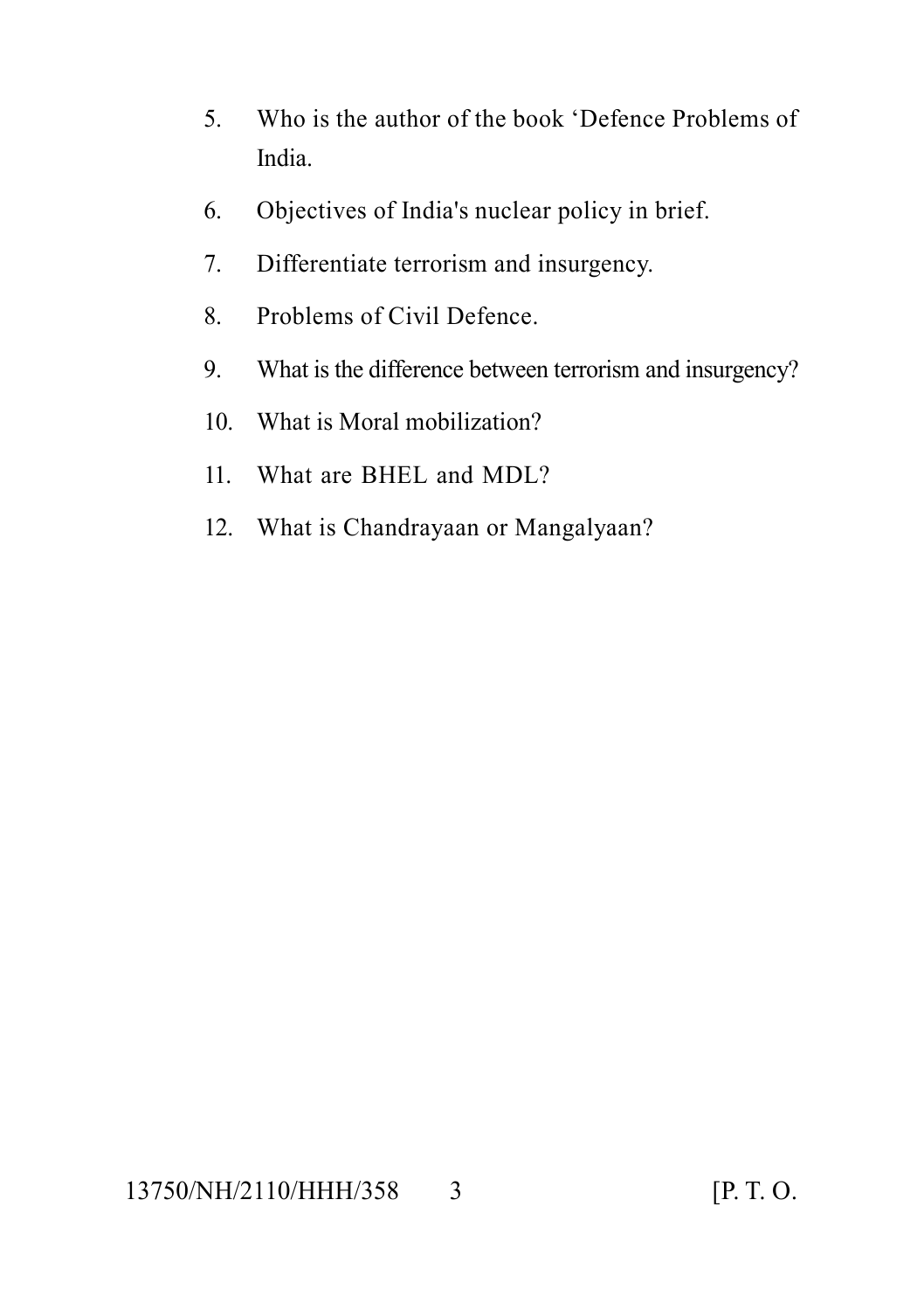5. Who is the author of the book 'Defence Problems of India.
6. Objectives of India's nuclear policy in brief.
7. Differentiate terrorism and insurgency.
8. Problems of Civil Defence.
9. What is the difference between terrorism and insurgency?
10. What is Moral mobilization?
11. What are BHEL and MDL?
12. What is Chandrayaan or Mangalyaan?

13750/NH/2110/HHH/358 [P. T. O.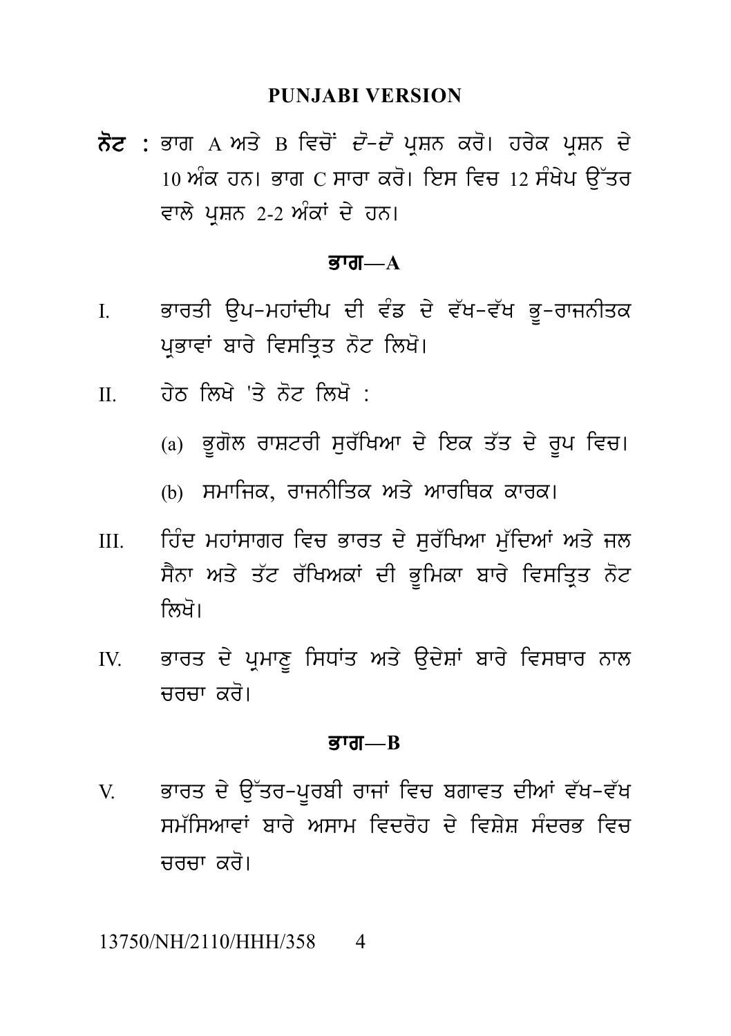**PUNJABI VERSION**

**ਨੋਟ :** ਭਾਗ A ਅਤੇ B ਵਿਚੋਂ *ਦੋ-ਦੋ* ਪ੍ਰਸ਼ਨ ਕਰੋ। ਹਰੇਕ ਪ੍ਰਸ਼ਨ ਦੇ 10 ਅੰਕ ਹਨ। ਭਾਗ C ਸਾਰਾ ਕਰੋ। ਇਸ ਵਿਚ 12 ਸੰਖੇਪ ਉੱਤਰ ਵਾਲੇ ਪ੍ਰਸ਼ਨ 2-2 ਅੰਕਾਂ ਦੇ ਹਨ।

## ਭਾਗ—A

I. ਭਾਰਤੀ ਉਪ-ਮਹਾਂਦੀਪ ਦੀ ਵੰਡ ਦੇ ਵੱਖ-ਵੱਖ ਭੂ-ਰਾਜਨੀਤਕ ਪ੍ਰਭਾਵਾਂ ਬਾਰੇ ਵਿਸਤ੍ਰਿਤ ਨੋਟ ਲਿਖੋ।

II. ਹੇਠ ਲਿਖੇ 'ਤੇ ਨੋਟ ਲਿਖੋ :

(a) ਭੂਗੋਲ ਰਾਸ਼ਟਰੀ ਸੁਰੱਖਿਆ ਦੇ ਇਕ ਤੱਤ ਦੇ ਰੂਪ ਵਿਚ।

(b) ਸਮਾਜਿਕ, ਰਾਜਨੀਤਿਕ ਅਤੇ ਆਰਥਿਕ ਕਾਰਕ।

III. ਹਿੰਦ ਮਹਾਂਸਾਗਰ ਵਿਚ ਭਾਰਤ ਦੇ ਸੁਰੱਖਿਆ ਮੁੱਦਿਆਂ ਅਤੇ ਜਲ ਸੈਨਾ ਅਤੇ ਤੱਟ ਰੱਖਿਅਕਾਂ ਦੀ ਭੂਮਿਕਾ ਬਾਰੇ ਵਿਸਤ੍ਰਿਤ ਨੋਟ ਲਿਖੋ।

IV. ਭਾਰਤ ਦੇ ਪ੍ਰਮਾਣੂ ਸਿਧਾਂਤ ਅਤੇ ਉਦੇਸ਼ਾਂ ਬਾਰੇ ਵਿਸਥਾਰ ਨਾਲ ਚਰਚਾ ਕਰੋ।

## ਭਾਗ—B

V. ਭਾਰਤ ਦੇ ਉੱਤਰ-ਪੂਰਬੀ ਰਾਜਾਂ ਵਿਚ ਬਗਾਵਤ ਦੀਆਂ ਵੱਖ-ਵੱਖ ਸਮੱਸਿਆਵਾਂ ਬਾਰੇ ਅਸਾਮ ਵਿਦਰੋਹ ਦੇ ਵਿਸ਼ੇਸ਼ ਸੰਦਰਭ ਵਿਚ ਚਰਚਾ ਕਰੋ।

13750/NH/2110/HHH/358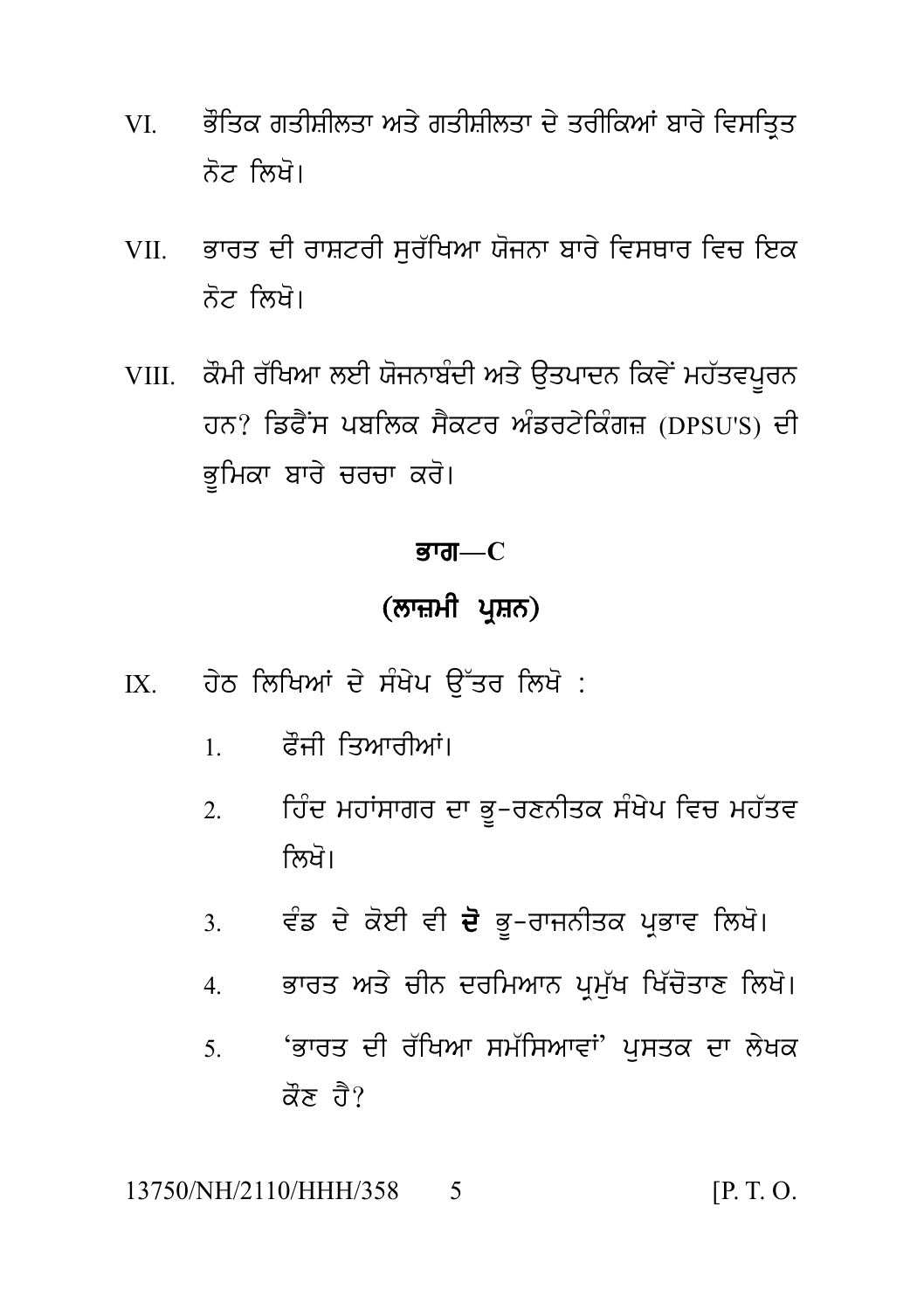VI. ਭੌਤਿਕ ਗਤੀਸ਼ੀਲਤਾ ਅਤੇ ਗਤੀਸ਼ੀਲਤਾ ਦੇ ਤਰੀਕਿਆਂ ਬਾਰੇ ਵਿਸਤ੍ਰਿਤ ਨੋਟ ਲਿਖੋ।

VII. ਭਾਰਤ ਦੀ ਰਾਸ਼ਟਰੀ ਸੁਰੱਖਿਆ ਯੋਜਨਾ ਬਾਰੇ ਵਿਸਥਾਰ ਵਿਚ ਇਕ ਨੋਟ ਲਿਖੋ।

VIII. ਕੌਮੀ ਰੱਖਿਆ ਲਈ ਯੋਜਨਾਬੰਦੀ ਅਤੇ ਉਤਪਾਦਨ ਕਿਵੇਂ ਮਹੱਤਵਪੂਰਨ ਹਨ? ਡਿਫੈਂਸ ਪਬਲਿਕ ਸੈਕਟਰ ਅੰਡਰਟੇਕਿੰਗਜ਼ (DPSU'S) ਦੀ ਭੂਮਿਕਾ ਬਾਰੇ ਚਰਚਾ ਕਰੋ।

## ਭਾਗ—C

## (ਲਾਜ਼ਮੀ ਪ੍ਰਸ਼ਨ)

IX. ਹੇਠ ਲਿਖਿਆਂ ਦੇ ਸੰਖੇਪ ਉੱਤਰ ਲਿਖੋ :

1. ਫੌਜੀ ਤਿਆਰੀਆਂ।
2. ਹਿੰਦ ਮਹਾਂਸਾਗਰ ਦਾ ਭੂ-ਰਣਨੀਤਕ ਸੰਖੇਪ ਵਿਚ ਮਹੱਤਵ ਲਿਖੋ।
3. ਵੰਡ ਦੇ ਕੋਈ ਵੀ **ਦੋ** ਭੂ-ਰਾਜਨੀਤਕ ਪ੍ਰਭਾਵ ਲਿਖੋ।
4. ਭਾਰਤ ਅਤੇ ਚੀਨ ਦਰਮਿਆਨ ਪ੍ਰਮੁੱਖ ਖਿੱਚੋਤਾਣ ਲਿਖੋ।
5. 'ਭਾਰਤ ਦੀ ਰੱਖਿਆ ਸਮੱਸਿਆਵਾਂ' ਪੁਸਤਕ ਦਾ ਲੇਖਕ ਕੌਣ ਹੈ?

13750/NH/2110/HHH/358 [P. T. O.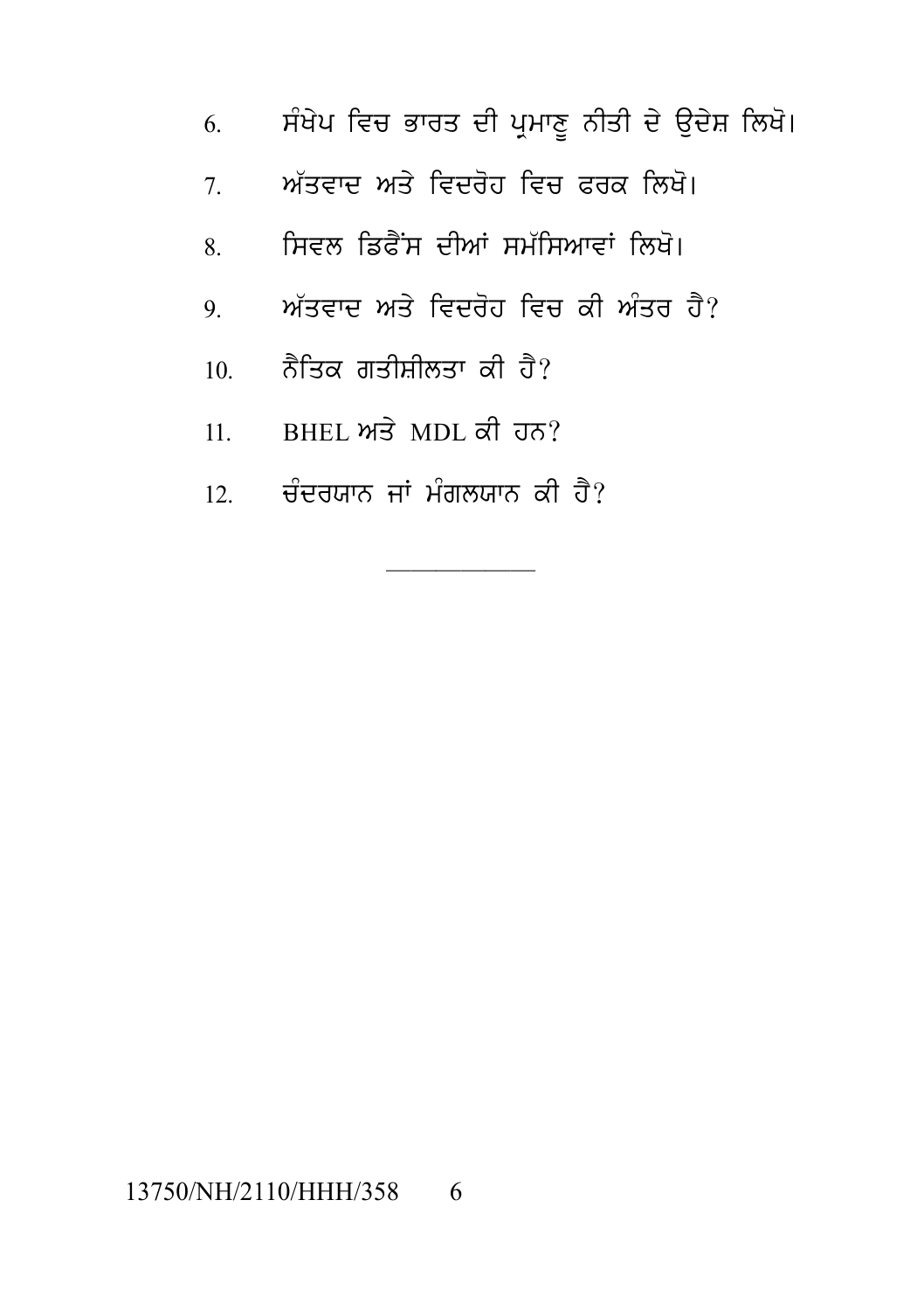6. ਸੰਖੇਪ ਵਿਚ ਭਾਰਤ ਦੀ ਪ੍ਰਮਾਣੂ ਨੀਤੀ ਦੇ ਉਦੇਸ਼ ਲਿਖੋ।

7. ਅੱਤਵਾਦ ਅਤੇ ਵਿਦਰੋਹ ਵਿਚ ਫਰਕ ਲਿਖੋ।

8. ਸਿਵਲ ਡਿਫੈਂਸ ਦੀਆਂ ਸਮੱਸਿਆਵਾਂ ਲਿਖੋ।

9. ਅੱਤਵਾਦ ਅਤੇ ਵਿਦਰੋਹ ਵਿਚ ਕੀ ਅੰਤਰ ਹੈ?

10. ਨੈਤਿਕ ਗਤੀਸ਼ੀਲਤਾ ਕੀ ਹੈ?

11. BHEL ਅਤੇ MDL ਕੀ ਹਨ?

12. ਚੰਦਰਯਾਨ ਜਾਂ ਮੰਗਲਯਾਨ ਕੀ ਹੈ?

---

13750/NH/2110/HHH/358